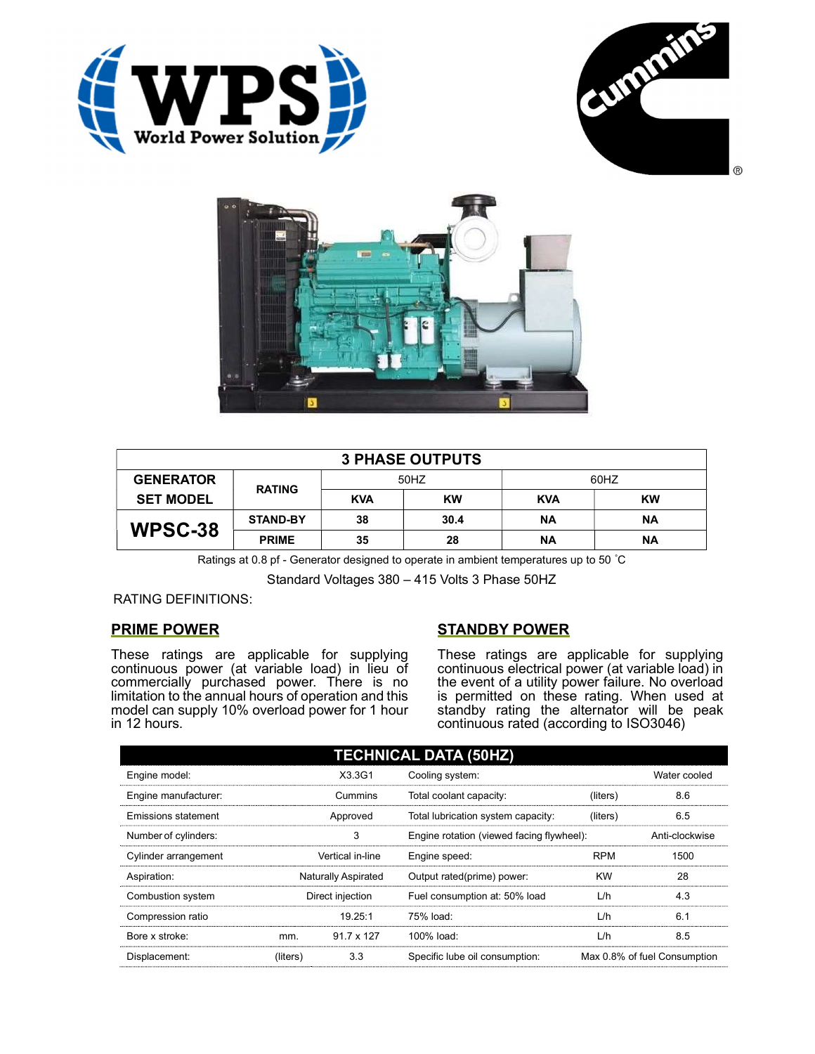| 3 PHASE OUTPUTS | | | | | |
|---|---|---|---|---|---|
| GENERATOR SET MODEL | RATING | 50HZ | | 60HZ | |
| | | KVA | KW | KVA | KW |
| WPSC-38 | STAND-BY | 38 | 30.4 | NA | NA |
| | PRIME | 35 | 28 | NA | NA |

Ratings at 0.8 pf - Generator designed to operate in ambient temperatures up to 50 ˚C

Standard Voltages 380 – 415 Volts 3 Phase 50HZ

RATING DEFINITIONS:

## PRIME POWER

These ratings are applicable for supplying continuous power (at variable load) in lieu of commercially purchased power. There is no limitation to the annual hours of operation and this model can supply 10% overload power for 1 hour in 12 hours.

## STANDBY POWER

These ratings are applicable for supplying continuous electrical power (at variable load) in the event of a utility power failure. No overload is permitted on these rating. When used at standby rating the alternator will be peak continuous rated (according to ISO3046)

## TECHNICAL DATA (50HZ)

| | | | | | |
|---|---|---|---|---|---|
| Engine model: | | X3.3G1 | Cooling system: | | Water cooled |
| Engine manufacturer: | | Cummins | Total coolant capacity: | (liters) | 8.6 |
| Emissions statement | | Approved | Total lubrication system capacity: | (liters) | 6.5 |
| Number of cylinders: | | 3 | Engine rotation (viewed facing flywheel): | | Anti-clockwise |
| Cylinder arrangement | | Vertical in-line | Engine speed: | RPM | 1500 |
| Aspiration: | | Naturally Aspirated | Output rated(prime) power: | KW | 28 |
| Combustion system | | Direct injection | Fuel consumption at: 50% load | L/h | 4.3 |
| Compression ratio | | 19.25:1 | 75% load: | L/h | 6.1 |
| Bore x stroke: | mm. | 91.7 x 127 | 100% load: | L/h | 8.5 |
| Displacement: | (liters) | 3.3 | Specific lube oil consumption: | | Max 0.8% of fuel Consumption |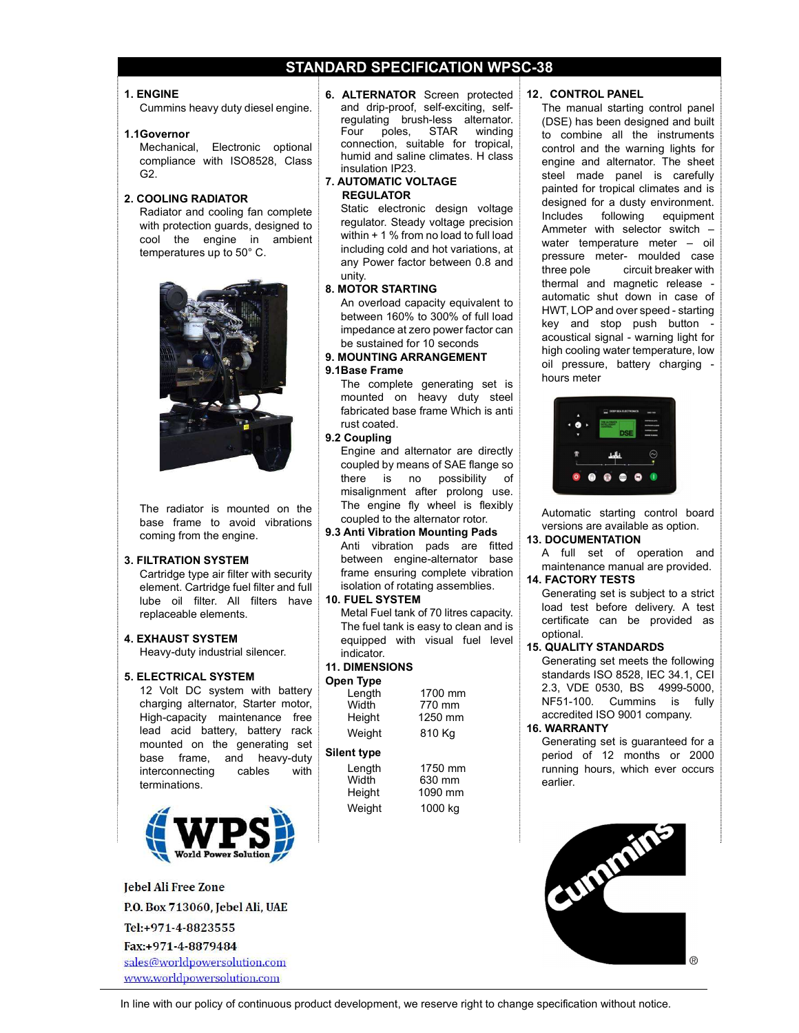# STANDARD SPECIFICATION WPSC-38

## 1. ENGINE

Cummins heavy duty diesel engine.

### 1.1Governor

Mechanical, Electronic optional compliance with ISO8528, Class G2.

## 2. COOLING RADIATOR

Radiator and cooling fan complete with protection guards, designed to cool the engine in ambient temperatures up to 50° C.

The radiator is mounted on the base frame to avoid vibrations coming from the engine.

## 3. FILTRATION SYSTEM

Cartridge type air filter with security element. Cartridge fuel filter and full lube oil filter. All filters have replaceable elements.

## 4. EXHAUST SYSTEM

Heavy-duty industrial silencer.

## 5. ELECTRICAL SYSTEM

12 Volt DC system with battery charging alternator, Starter motor, High-capacity maintenance free lead acid battery, battery rack mounted on the generating set base frame, and heavy-duty interconnecting cables with terminations.

## 6. ALTERNATOR

Screen protected and drip-proof, self-exciting, self-regulating brush-less alternator. Four poles, STAR winding connection, suitable for tropical, humid and saline climates. H class insulation IP23.

## 7. AUTOMATIC VOLTAGE REGULATOR

Static electronic design voltage regulator. Steady voltage precision within + 1 % from no load to full load including cold and hot variations, at any Power factor between 0.8 and unity.

## 8. MOTOR STARTING

An overload capacity equivalent to between 160% to 300% of full load impedance at zero power factor can be sustained for 10 seconds

## 9. MOUNTING ARRANGEMENT

### 9.1Base Frame

The complete generating set is mounted on heavy duty steel fabricated base frame Which is anti rust coated.

### 9.2 Coupling

Engine and alternator are directly coupled by means of SAE flange so there is no possibility of misalignment after prolong use. The engine fly wheel is flexibly coupled to the alternator rotor.

### 9.3 Anti Vibration Mounting Pads

Anti vibration pads are fitted between engine-alternator base frame ensuring complete vibration isolation of rotating assemblies.

## 10. FUEL SYSTEM

Metal Fuel tank of 70 litres capacity. The fuel tank is easy to clean and is equipped with visual fuel level indicator.

## 11. DIMENSIONS

**Open Type**

| | |
|---|---|
| Length | 1700 mm |
| Width | 770 mm |
| Height | 1250 mm |
| Weight | 810 Kg |

**Silent type**

| | |
|---|---|
| Length | 1750 mm |
| Width | 630 mm |
| Height | 1090 mm |
| Weight | 1000 kg |

## 12. CONTROL PANEL

The manual starting control panel (DSE) has been designed and built to combine all the instruments control and the warning lights for engine and alternator. The sheet steel made panel is carefully painted for tropical climates and is designed for a dusty environment. Includes following equipment Ammeter with selector switch – water temperature meter – oil pressure meter- moulded case three pole circuit breaker with thermal and magnetic release - automatic shut down in case of HWT, LOP and over speed - starting key and stop push button - acoustical signal - warning light for high cooling water temperature, low oil pressure, battery charging - hours meter

Automatic starting control board versions are available as option.

## 13. DOCUMENTATION

A full set of operation and maintenance manual are provided.

## 14. FACTORY TESTS

Generating set is subject to a strict load test before delivery. A test certificate can be provided as optional.

## 15. QUALITY STANDARDS

Generating set meets the following standards ISO 8528, IEC 34.1, CEI 2.3, VDE 0530, BS 4999-5000, NF51-100. Cummins is fully accredited ISO 9001 company.

## 16. WARRANTY

Generating set is guaranteed for a period of 12 months or 2000 running hours, which ever occurs earlier.

WPS World Power Solution

Jebel Ali Free Zone
P.O. Box 713060, Jebel Ali, UAE
Tel:+971-4-8823555
Fax:+971-4-8879484
sales@worldpowersolution.com
www.worldpowersolution.com

Cummins®

In line with our policy of continuous product development, we reserve right to change specification without notice.